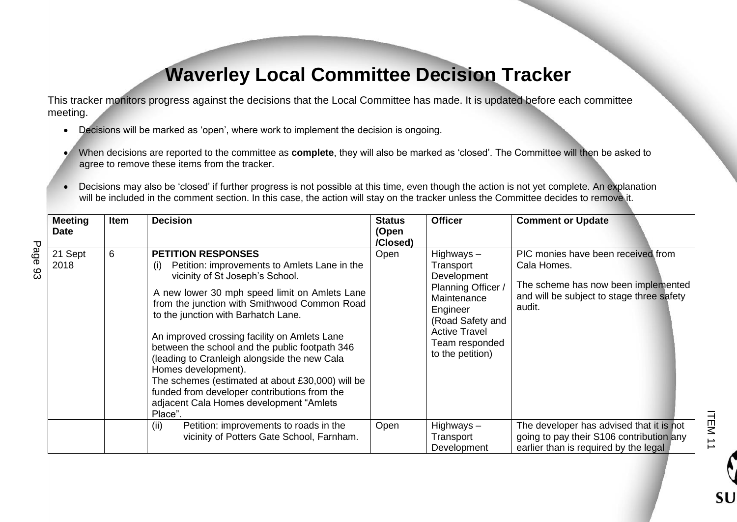# Waverley Local Committee Decision Tracker

This tracker monitors progress against the decisions that the Local Committee has made. It is updated before each committee meeting.

- Decisions will be marked as 'open', where work to implement the decision is ongoing.
- When decisions are reported to the committee as **complete**, they will also be marked as 'closed'. The Committee will then be asked to agree to remove these items from the tracker.
- Decisions may also be 'closed' if further progress is not possible at this time, even though the action is not yet complete. An explanation will be included in the comment section. In this case, the action will stay on the tracker unless the Committee decides to remove it.

| Meeting Date | Item | Decision | Status (Open /Closed) | Officer | Comment or Update |
|---|---|---|---|---|---|
| 21 Sept 2018 | 6 | **PETITION RESPONSES**<br>(i) Petition: improvements to Amlets Lane in the vicinity of St Joseph's School.<br>A new lower 30 mph speed limit on Amlets Lane from the junction with Smithwood Common Road to the junction with Barhatch Lane.<br>An improved crossing facility on Amlets Lane between the school and the public footpath 346 (leading to Cranleigh alongside the new Cala Homes development).<br>The schemes (estimated at about £30,000) will be funded from developer contributions from the adjacent Cala Homes development "Amlets Place". | Open | Highways – Transport Development Planning Officer / Maintenance Engineer (Road Safety and Active Travel Team responded to the petition) | PIC monies have been received from Cala Homes.<br>The scheme has now been implemented and will be subject to stage three safety audit. |
| | | (ii) Petition: improvements to roads in the vicinity of Potters Gate School, Farnham. | Open | Highways – Transport Development | The developer has advised that it is not going to pay their S106 contribution any earlier than is required by the legal |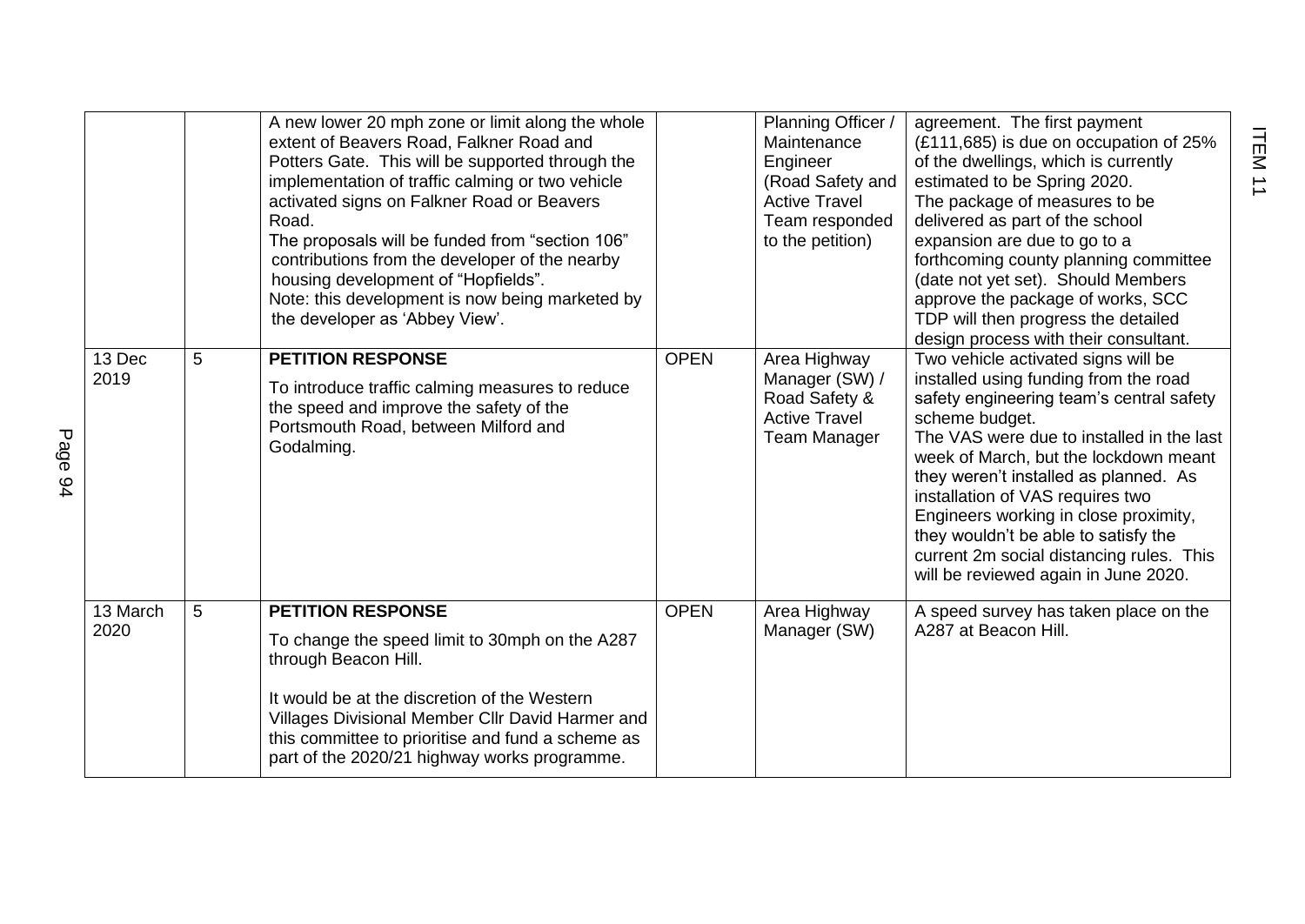| | | | | | |
|---|---|---|---|---|---|
| | | A new lower 20 mph zone or limit along the whole extent of Beavers Road, Falkner Road and Potters Gate. This will be supported through the implementation of traffic calming or two vehicle activated signs on Falkner Road or Beavers Road.<br>The proposals will be funded from "section 106" contributions from the developer of the nearby housing development of "Hopfields".<br>Note: this development is now being marketed by the developer as 'Abbey View'. | | Planning Officer / Maintenance Engineer (Road Safety and Active Travel Team responded to the petition) | agreement. The first payment (£111,685) is due on occupation of 25% of the dwellings, which is currently estimated to be Spring 2020.<br>The package of measures to be delivered as part of the school expansion are due to go to a forthcoming county planning committee (date not yet set). Should Members approve the package of works, SCC TDP will then progress the detailed design process with their consultant. |
| 13 Dec 2019 | 5 | **PETITION RESPONSE**<br>To introduce traffic calming measures to reduce the speed and improve the safety of the Portsmouth Road, between Milford and Godalming. | OPEN | Area Highway Manager (SW) / Road Safety & Active Travel Team Manager | Two vehicle activated signs will be installed using funding from the road safety engineering team's central safety scheme budget.<br>The VAS were due to installed in the last week of March, but the lockdown meant they weren't installed as planned. As installation of VAS requires two Engineers working in close proximity, they wouldn't be able to satisfy the current 2m social distancing rules. This will be reviewed again in June 2020. |
| 13 March 2020 | 5 | **PETITION RESPONSE**<br>To change the speed limit to 30mph on the A287 through Beacon Hill.<br>It would be at the discretion of the Western Villages Divisional Member Cllr David Harmer and this committee to prioritise and fund a scheme as part of the 2020/21 highway works programme. | OPEN | Area Highway Manager (SW) | A speed survey has taken place on the A287 at Beacon Hill. |